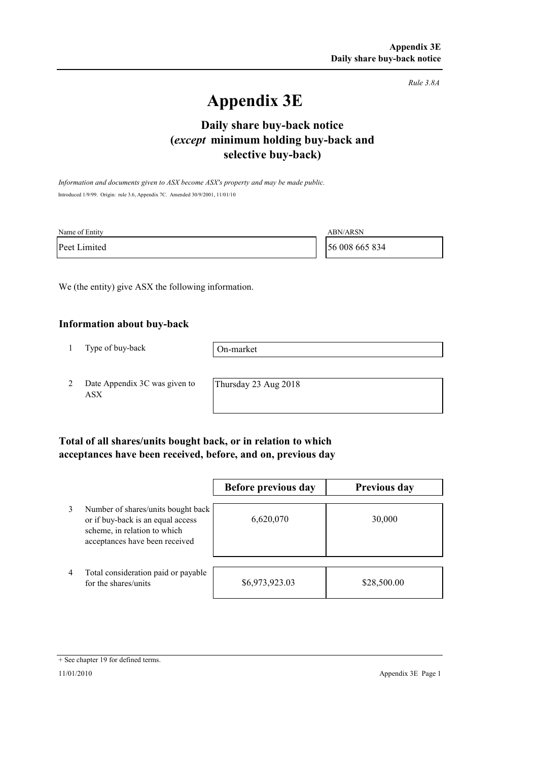*Rule 3.8A*

# Appendix 3E

## Daily share buy-back notice (*except* minimum holding buy-back and selective buy-back)

*Information and documents given to ASX become ASX's property and may be made public.*

Introduced 1/9/99. Origin: rule 3.6, Appendix 7C. Amended 30/9/2001, 11/01/10

| Name of Entity | ABN/ARSN |
|---|---|
| Peet Limited | 56 008 665 834 |

We (the entity) give ASX the following information.

### Information about buy-back

| | | |
|---|---|---|
| 1 | Type of buy-back | On-market |
| 2 | Date Appendix 3C was given to ASX | Thursday 23 Aug 2018 |

### Total of all shares/units bought back, or in relation to which acceptances have been received, before, and on, previous day

| | | Before previous day | Previous day |
|---|---|---|---|
| 3 | Number of shares/units bought back or if buy-back is an equal access scheme, in relation to which acceptances have been received | 6,620,070 | 30,000 |
| 4 | Total consideration paid or payable for the shares/units | $6,973,923.03 | $28,500.00 |

+ See chapter 19 for defined terms.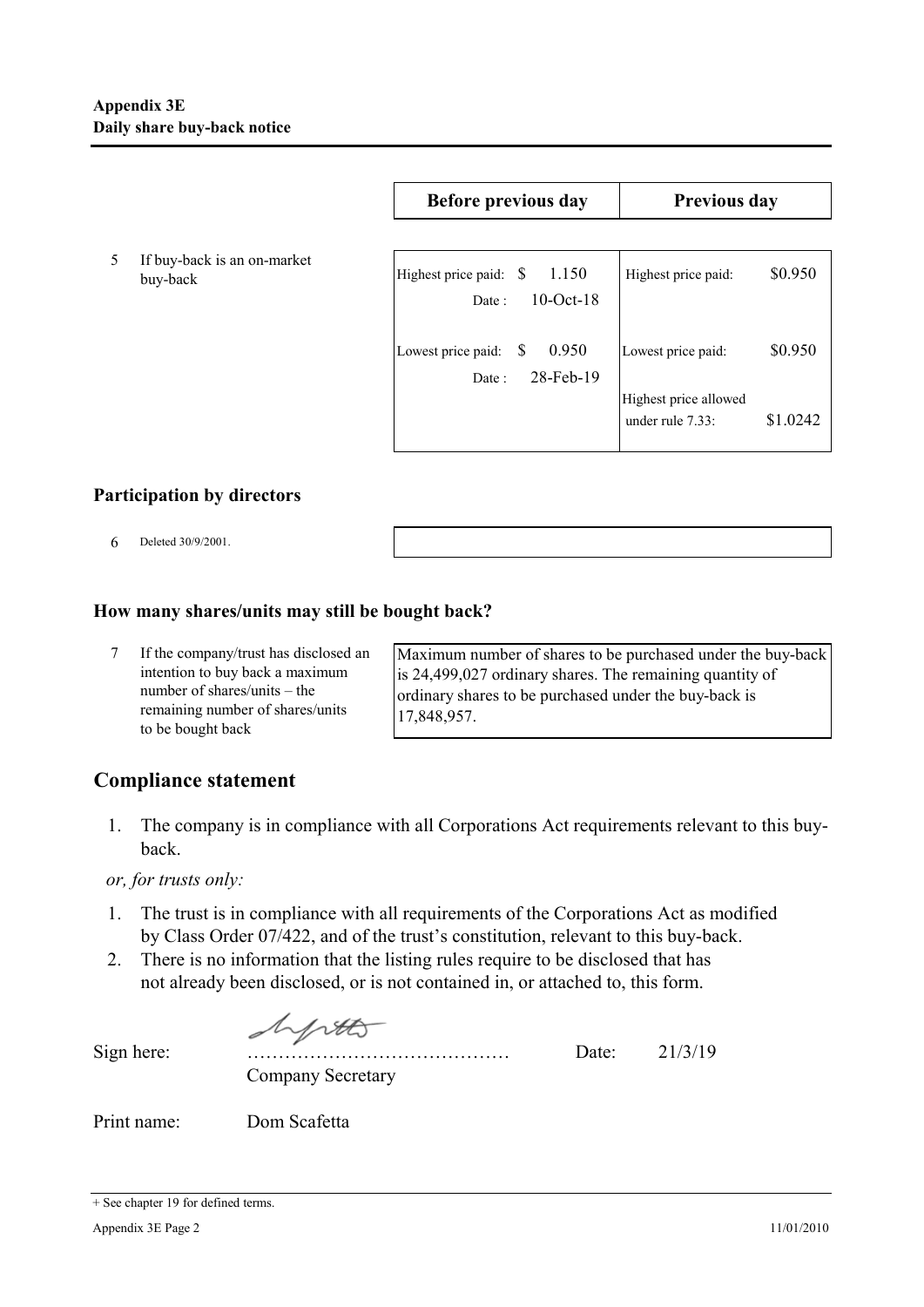**Appendix 3E**
**Daily share buy-back notice**

| | Before previous day | Previous day |
|---|---|---|
| 5 If buy-back is an on-market buy-back | Highest price paid: $ 1.150<br>Date : 10-Oct-18<br><br>Lowest price paid: $ 0.950<br>Date : 28-Feb-19 | Highest price paid: $0.950<br><br>Lowest price paid: $0.950<br><br>Highest price allowed under rule 7.33: $1.0242 |

## Participation by directors

| | |
|---|---|
| 6 Deleted 30/9/2001. | |

## How many shares/units may still be bought back?

| | |
|---|---|
| 7 If the company/trust has disclosed an intention to buy back a maximum number of shares/units – the remaining number of shares/units to be bought back | Maximum number of shares to be purchased under the buy-back is 24,499,027 ordinary shares. The remaining quantity of ordinary shares to be purchased under the buy-back is 17,848,957. |

## Compliance statement

1. The company is in compliance with all Corporations Act requirements relevant to this buy-back.

*or, for trusts only:*

1. The trust is in compliance with all requirements of the Corporations Act as modified by Class Order 07/422, and of the trust's constitution, relevant to this buy-back.
2. There is no information that the listing rules require to be disclosed that has not already been disclosed, or is not contained in, or attached to, this form.

Sign here: …………………………………… Date: 21/3/19
Company Secretary

Print name: Dom Scafetta

+ See chapter 19 for defined terms.